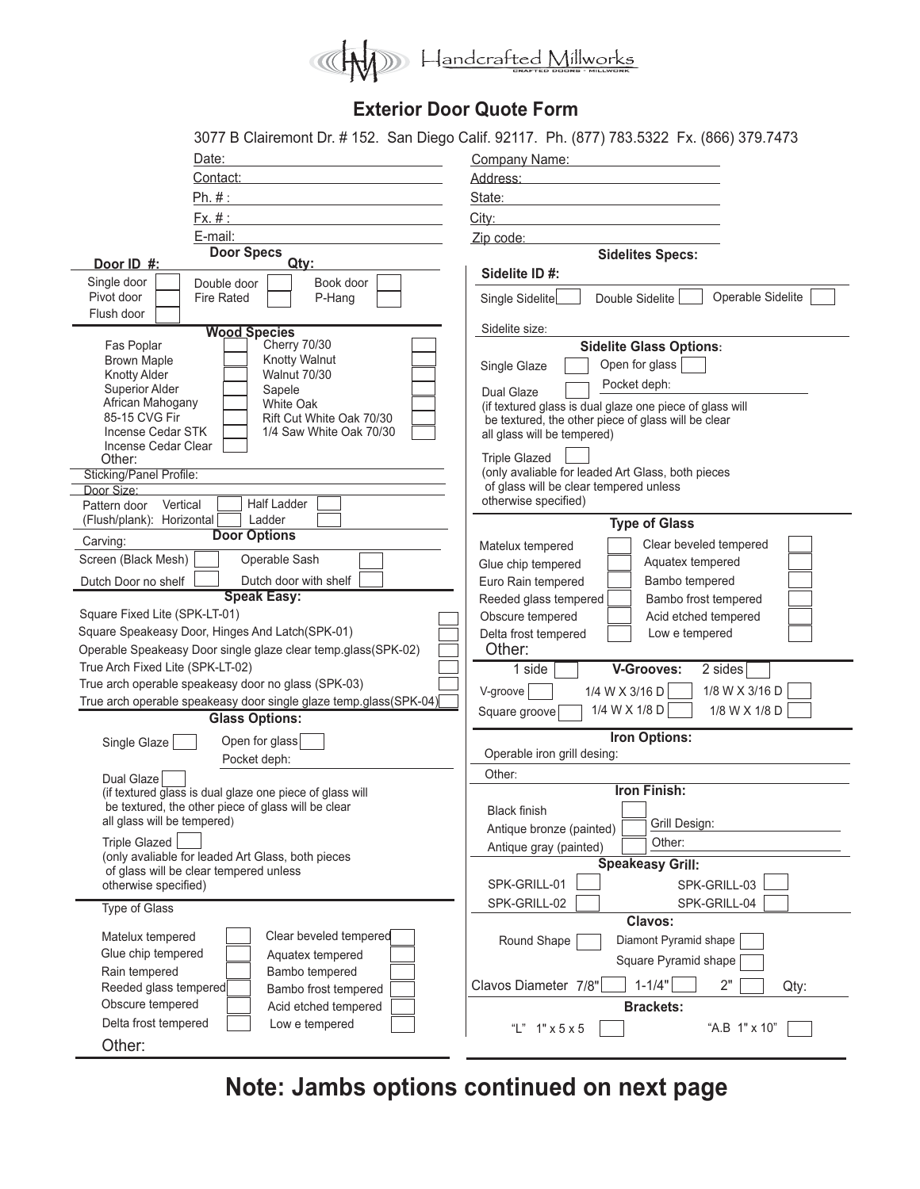Handcrafted Millworks
CRAFTED DOORS • MILLWORK

# Exterior Door Quote Form

3077 B Clairemont Dr. # 152. San Diego Calif. 92117. Ph. (877) 783.5322 Fx. (866) 379.7473

Date:
Contact:
Ph. # :
Fx. # :
E-mail:

Company Name:
Address:
State:
City:
Zip code:

## Door Specs

Door ID #: Qty:

Single door [ ] Double door [ ] Book door [ ]
Pivot door [ ] Fire Rated [ ] P-Hang [ ]
Flush door [ ]

### Wood Species

Fas Poplar [ ] Cherry 70/30 [ ]
Brown Maple [ ] Knotty Walnut [ ]
Knotty Alder [ ] Walnut 70/30 [ ]
Superior Alder [ ] Sapele [ ]
African Mahogany [ ] White Oak [ ]
85-15 CVG Fir [ ] Rift Cut White Oak 70/30 [ ]
Incense Cedar STK [ ] 1/4 Saw White Oak 70/30 [ ]
Incense Cedar Clear [ ]
Other:

Sticking/Panel Profile:
Door Size:
Pattern door (Flush/plank): Vertical [ ] Horizontal [ ] Half Ladder [ ] Ladder [ ]

### Door Options

Carving:
Screen (Black Mesh) [ ] Operable Sash [ ]
Dutch Door no shelf [ ] Dutch door with shelf [ ]

### Speak Easy:

Square Fixed Lite (SPK-LT-01) [ ]
Square Speakeasy Door, Hinges And Latch(SPK-01) [ ]
Operable Speakeasy Door single glaze clear temp.glass(SPK-02) [ ]
True Arch Fixed Lite (SPK-LT-02) [ ]
True arch operable speakeasy door no glass (SPK-03) [ ]
True arch operable speakeasy door single glaze temp.glass(SPK-04) [ ]

### Glass Options:

Single Glaze [ ] Open for glass [ ]
Pocket deph:

Dual Glaze [ ]
(if textured glass is dual glaze one piece of glass will be textured, the other piece of glass will be clear all glass will be tempered)

Triple Glazed [ ]
(only avaliable for leaded Art Glass, both pieces of glass will be clear tempered unless otherwise specified)

Type of Glass

Matelux tempered [ ] Clear beveled tempered [ ]
Glue chip tempered [ ] Aquatex tempered [ ]
Rain tempered [ ] Bambo tempered [ ]
Reeded glass tempered [ ] Bambo frost tempered [ ]
Obscure tempered [ ] Acid etched tempered [ ]
Delta frost tempered [ ] Low e tempered [ ]
Other:

## Sidelites Specs:

Sidelite ID #:

Single Sidelite [ ] Double Sidelite [ ] Operable Sidelite [ ]

Sidelite size:

### Sidelite Glass Options:

Single Glaze [ ] Open for glass [ ]
Pocket deph:

Dual Glaze [ ]
(if textured glass is dual glaze one piece of glass will be textured, the other piece of glass will be clear all glass will be tempered)

Triple Glazed [ ]
(only avaliable for leaded Art Glass, both pieces of glass will be clear tempered unless otherwise specified)

### Type of Glass

Matelux tempered [ ] Clear beveled tempered [ ]
Glue chip tempered [ ] Aquatex tempered [ ]
Euro Rain tempered [ ] Bambo tempered [ ]
Reeded glass tempered [ ] Bambo frost tempered [ ]
Obscure tempered [ ] Acid etched tempered [ ]
Delta frost tempered [ ] Low e tempered [ ]
Other:

### V-Grooves:

1 side [ ] 2 sides [ ]
V-groove [ ] 1/4 W X 3/16 D [ ] 1/8 W X 3/16 D [ ]
Square groove [ ] 1/4 W X 1/8 D [ ] 1/8 W X 1/8 D [ ]

### Iron Options:

Operable iron grill desing:
Other:

### Iron Finish:

Black finish [ ]
Antique bronze (painted) [ ] Grill Design:
Antique gray (painted) [ ] Other:

### Speakeasy Grill:

SPK-GRILL-01 [ ] SPK-GRILL-03 [ ]
SPK-GRILL-02 [ ] SPK-GRILL-04 [ ]

### Clavos:

Round Shape [ ] Diamont Pyramid shape [ ]
Square Pyramid shape [ ]
Clavos Diameter 7/8" [ ] 1-1/4" [ ] 2" [ ] Qty:

### Brackets:

"L" 1" x 5 x 5 [ ] "A.B 1" x 10" [ ]

**Note: Jambs options continued on next page**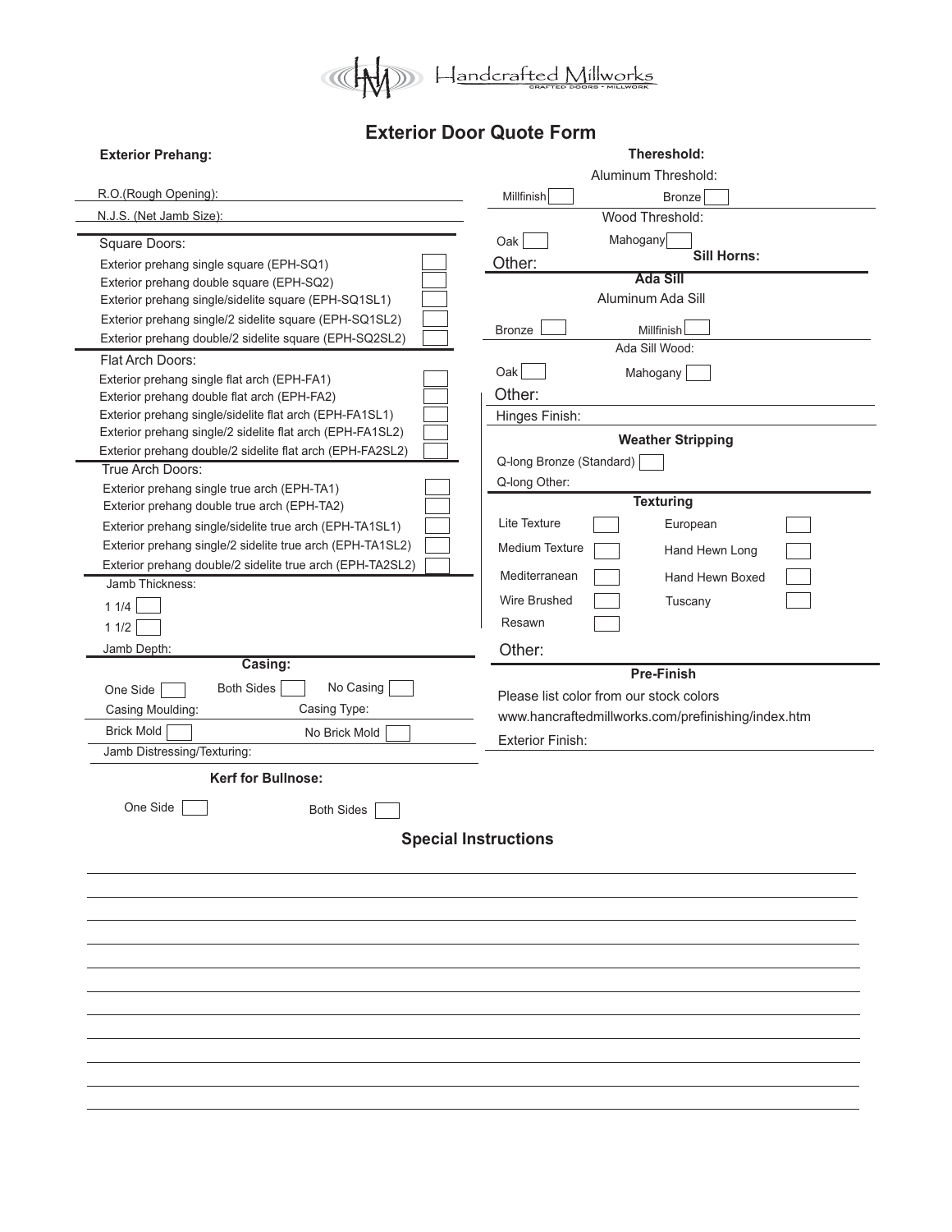Handcrafted Millworks
CRAFTED DOORS - MILLWORK

# Exterior Door Quote Form

**Exterior Prehang:**

R.O.(Rough Opening):

N.J.S. (Net Jamb Size):

Square Doors:

- Exterior prehang single square (EPH-SQ1) ☐
- Exterior prehang double square (EPH-SQ2) ☐
- Exterior prehang single/sidelite square (EPH-SQ1SL1) ☐
- Exterior prehang single/2 sidelite square (EPH-SQ1SL2) ☐
- Exterior prehang double/2 sidelite square (EPH-SQ2SL2) ☐

Flat Arch Doors:

- Exterior prehang single flat arch (EPH-FA1) ☐
- Exterior prehang double flat arch (EPH-FA2) ☐
- Exterior prehang single/sidelite flat arch (EPH-FA1SL1) ☐
- Exterior prehang single/2 sidelite flat arch (EPH-FA1SL2) ☐
- Exterior prehang double/2 sidelite flat arch (EPH-FA2SL2) ☐

True Arch Doors:

- Exterior prehang single true arch (EPH-TA1) ☐
- Exterior prehang double true arch (EPH-TA2) ☐
- Exterior prehang single/sidelite true arch (EPH-TA1SL1) ☐
- Exterior prehang single/2 sidelite true arch (EPH-TA1SL2) ☐
- Exterior prehang double/2 sidelite true arch (EPH-TA2SL2) ☐

Jamb Thickness:

1 1/4 ☐

1 1/2 ☐

Jamb Depth:

**Casing:**

One Side ☐ Both Sides ☐ No Casing ☐

Casing Moulding: Casing Type:

Brick Mold ☐ No Brick Mold ☐

Jamb Distressing/Texturing:

**Kerf for Bullnose:**

One Side ☐ Both Sides ☐

**Thereshold:**

Aluminum Threshold:

Millfinish ☐ Bronze ☐

Wood Threshold:

Oak ☐ Mahogany ☐

Other:

**Sill Horns:**

**Ada Sill**

Aluminum Ada Sill

Bronze ☐ Millfinish ☐

Ada Sill Wood:

Oak ☐ Mahogany ☐

Other:

Hinges Finish:

**Weather Stripping**

Q-long Bronze (Standard) ☐

Q-long Other:

**Texturing**

Lite Texture ☐ European ☐

Medium Texture ☐ Hand Hewn Long ☐

Mediterranean ☐ Hand Hewn Boxed ☐

Wire Brushed ☐ Tuscany ☐

Resawn ☐

Other:

**Pre-Finish**

Please list color from our stock colors

www.hancraftedmillworks.com/prefinishing/index.htm

Exterior Finish:

## Special Instructions